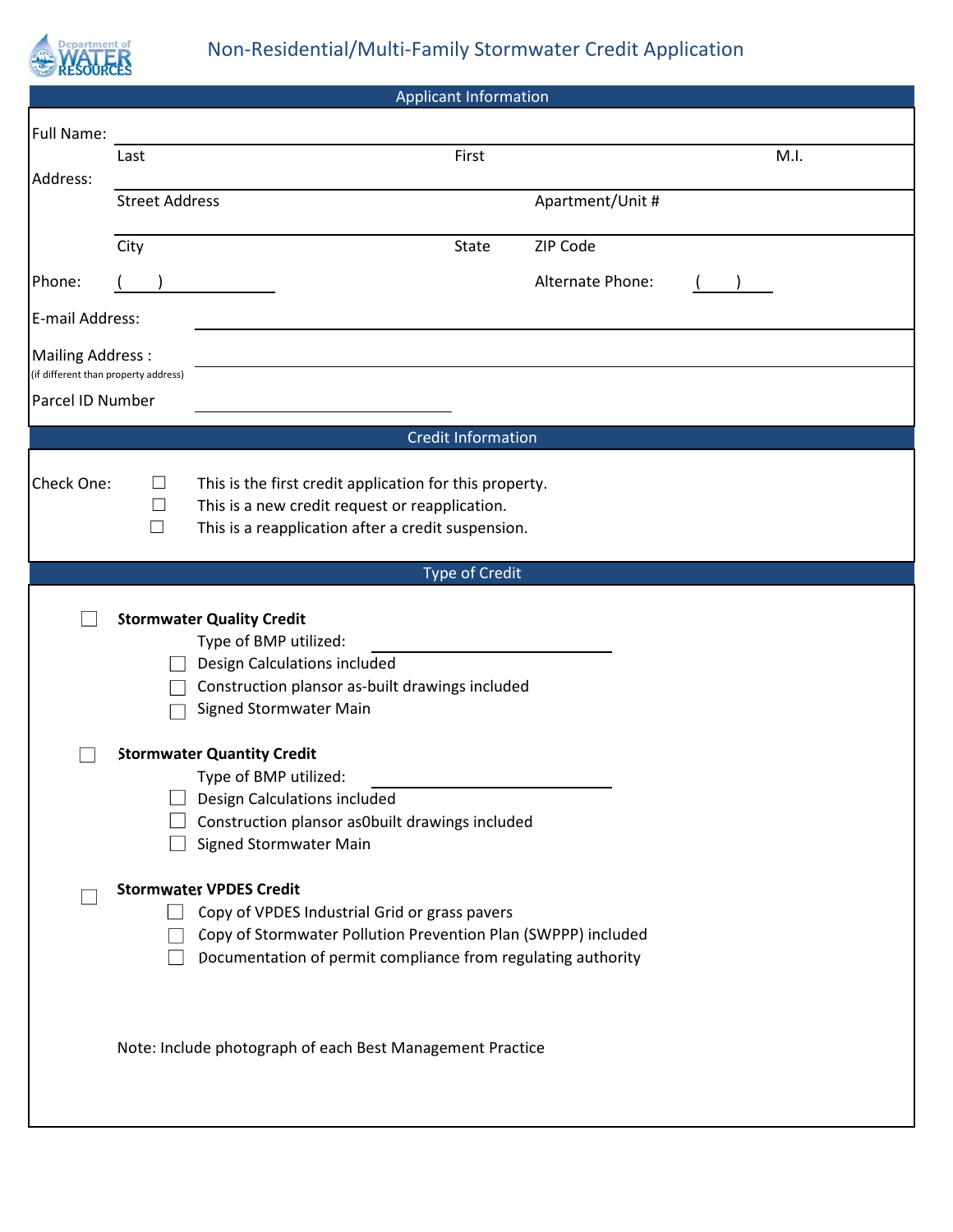Department of WATER RESOURCES

# Non-Residential/Multi-Family Stormwater Credit Application

## Applicant Information

Full Name: ______________________________________________

Last &nbsp;&nbsp;&nbsp;&nbsp;&nbsp;&nbsp;&nbsp;&nbsp;&nbsp;&nbsp;&nbsp;&nbsp;&nbsp;&nbsp;&nbsp;&nbsp;&nbsp;&nbsp;&nbsp;&nbsp; First &nbsp;&nbsp;&nbsp;&nbsp;&nbsp;&nbsp;&nbsp;&nbsp;&nbsp;&nbsp;&nbsp;&nbsp;&nbsp;&nbsp;&nbsp;&nbsp;&nbsp;&nbsp;&nbsp;&nbsp; M.I.

Address: ______________________________________________

Street Address &nbsp;&nbsp;&nbsp;&nbsp;&nbsp;&nbsp;&nbsp;&nbsp;&nbsp;&nbsp;&nbsp;&nbsp;&nbsp;&nbsp;&nbsp;&nbsp;&nbsp;&nbsp;&nbsp;&nbsp; Apartment/Unit #

______________________________________________

City &nbsp;&nbsp;&nbsp;&nbsp;&nbsp;&nbsp;&nbsp;&nbsp;&nbsp;&nbsp;&nbsp;&nbsp;&nbsp;&nbsp;&nbsp;&nbsp;&nbsp;&nbsp;&nbsp;&nbsp; State &nbsp;&nbsp;&nbsp;&nbsp;&nbsp;&nbsp;&nbsp;&nbsp;&nbsp;&nbsp; ZIP Code

Phone: ( &nbsp;&nbsp;&nbsp; ) ____________ &nbsp;&nbsp;&nbsp;&nbsp;&nbsp;&nbsp;&nbsp;&nbsp;&nbsp;&nbsp; Alternate Phone: ( &nbsp;&nbsp;&nbsp; ) ____________

E-mail Address: ______________________________________________

Mailing Address :
(if different than property address) ______________________________________________

Parcel ID Number ____________________________

## Credit Information

Check One:

- ☐ This is the first credit application for this property.
- ☐ This is a new credit request or reapplication.
- ☐ This is a reapplication after a credit suspension.

## Type of Credit

☐ **Stormwater Quality Credit**

Type of BMP utilized: ____________________________

- ☐ Design Calculations included
- ☐ Construction plansor as-built drawings included
- ☐ Signed Stormwater Main

☐ **Stormwater Quantity Credit**

Type of BMP utilized: ____________________________

- ☐ Design Calculations included
- ☐ Construction plansor as0built drawings included
- ☐ Signed Stormwater Main

☐ **Stormwater VPDES Credit**

- ☐ Copy of VPDES Industrial Grid or grass pavers
- ☐ Copy of Stormwater Pollution Prevention Plan (SWPPP) included
- ☐ Documentation of permit compliance from regulating authority

Note: Include photograph of each Best Management Practice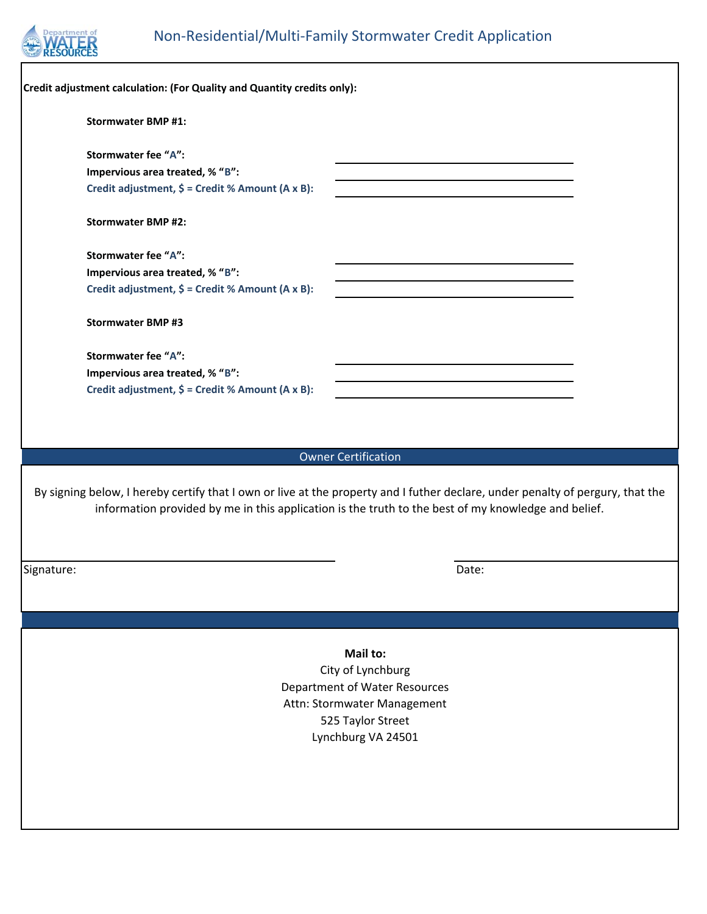# Non-Residential/Multi-Family Stormwater Credit Application

**Credit adjustment calculation: (For Quality and Quantity credits only):**

**Stormwater BMP #1:**

**Stormwater fee "A":** ______________________

**Impervious area treated, % "B":** ______________________

**Credit adjustment, $ = Credit % Amount (A x B):** ______________________

**Stormwater BMP #2:**

**Stormwater fee "A":** ______________________

**Impervious area treated, % "B":** ______________________

**Credit adjustment, $ = Credit % Amount (A x B):** ______________________

**Stormwater BMP #3**

**Stormwater fee "A":** ______________________

**Impervious area treated, % "B":** ______________________

**Credit adjustment, $ = Credit % Amount (A x B):** ______________________

## Owner Certification

By signing below, I hereby certify that I own or live at the property and I futher declare, under penalty of pergury, that the information provided by me in this application is the truth to the best of my knowledge and belief.

Signature: ______________________ Date: ______________________

**Mail to:**
City of Lynchburg
Department of Water Resources
Attn: Stormwater Management
525 Taylor Street
Lynchburg VA 24501